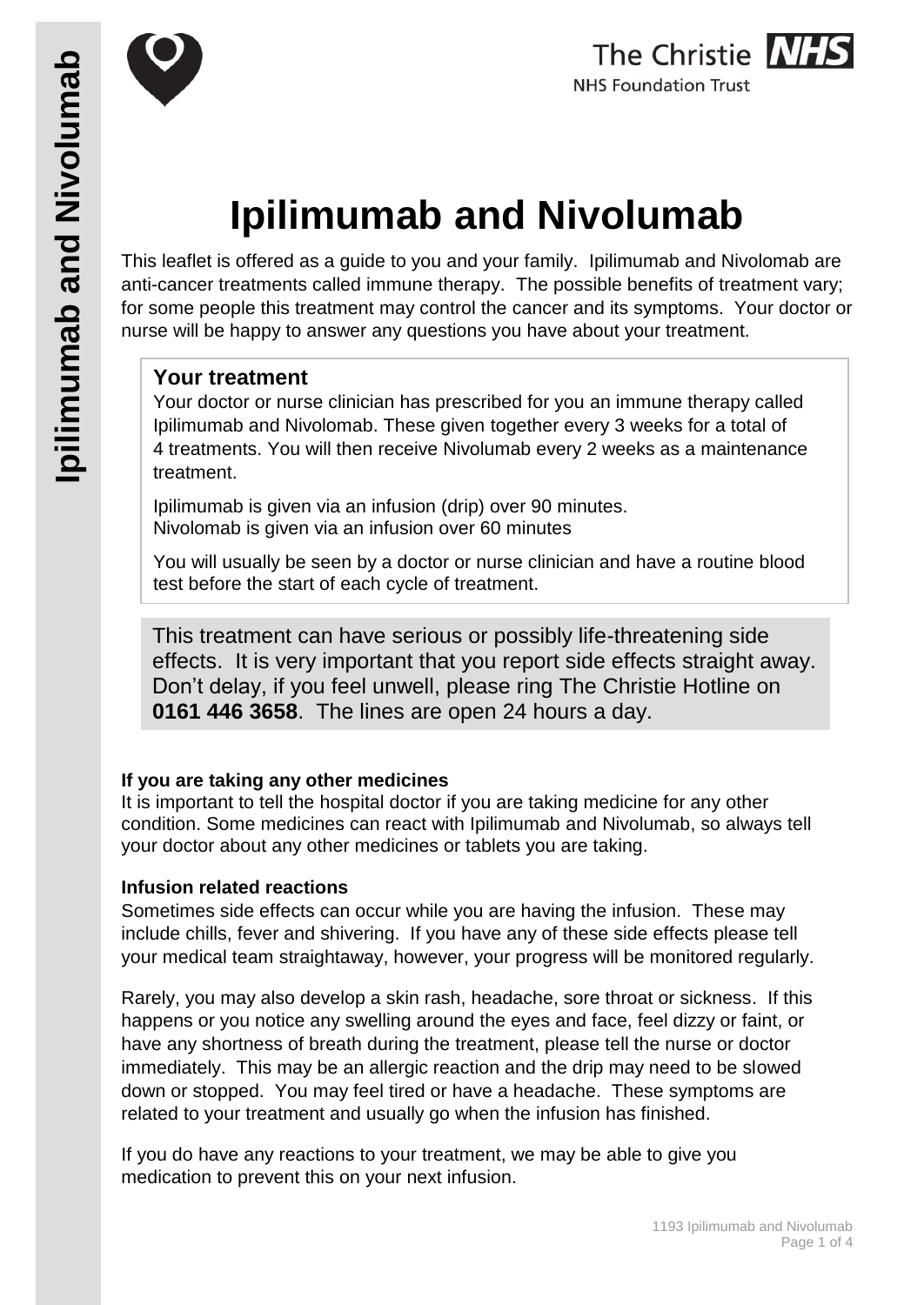# Ipilimumab and Nivolumab

This leaflet is offered as a guide to you and your family. Ipilimumab and Nivolomab are anti-cancer treatments called immune therapy. The possible benefits of treatment vary; for some people this treatment may control the cancer and its symptoms. Your doctor or nurse will be happy to answer any questions you have about your treatment.

## Your treatment

Your doctor or nurse clinician has prescribed for you an immune therapy called Ipilimumab and Nivolomab. These given together every 3 weeks for a total of 4 treatments. You will then receive Nivolumab every 2 weeks as a maintenance treatment.

Ipilimumab is given via an infusion (drip) over 90 minutes.
Nivolomab is given via an infusion over 60 minutes

You will usually be seen by a doctor or nurse clinician and have a routine blood test before the start of each cycle of treatment.

This treatment can have serious or possibly life-threatening side effects. It is very important that you report side effects straight away. Don't delay, if you feel unwell, please ring The Christie Hotline on **0161 446 3658**. The lines are open 24 hours a day.

**If you are taking any other medicines**

It is important to tell the hospital doctor if you are taking medicine for any other condition. Some medicines can react with Ipilimumab and Nivolumab, so always tell your doctor about any other medicines or tablets you are taking.

**Infusion related reactions**

Sometimes side effects can occur while you are having the infusion. These may include chills, fever and shivering. If you have any of these side effects please tell your medical team straightaway, however, your progress will be monitored regularly.

Rarely, you may also develop a skin rash, headache, sore throat or sickness. If this happens or you notice any swelling around the eyes and face, feel dizzy or faint, or have any shortness of breath during the treatment, please tell the nurse or doctor immediately. This may be an allergic reaction and the drip may need to be slowed down or stopped. You may feel tired or have a headache. These symptoms are related to your treatment and usually go when the infusion has finished.

If you do have any reactions to your treatment, we may be able to give you medication to prevent this on your next infusion.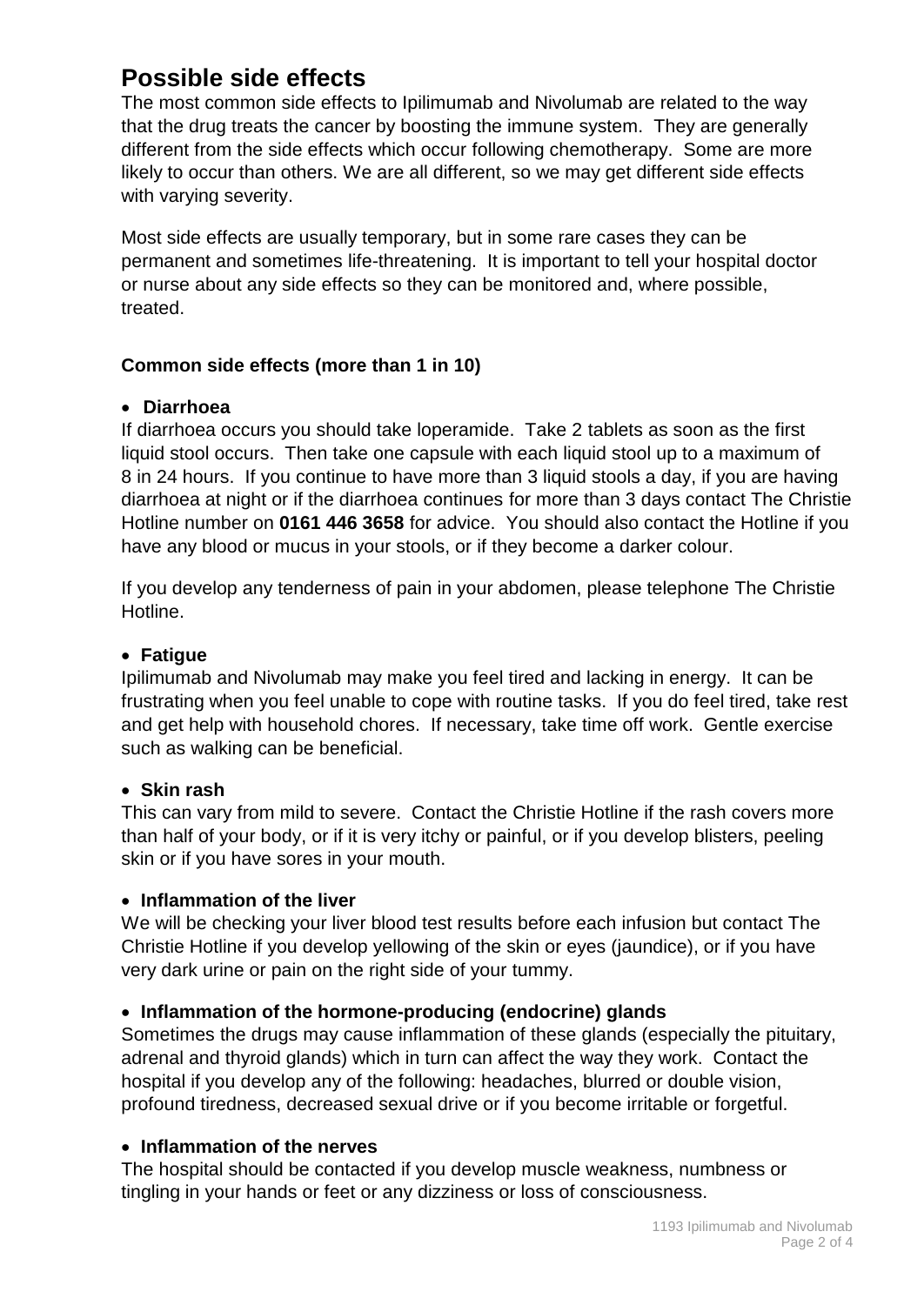# Possible side effects

The most common side effects to Ipilimumab and Nivolumab are related to the way that the drug treats the cancer by boosting the immune system. They are generally different from the side effects which occur following chemotherapy. Some are more likely to occur than others. We are all different, so we may get different side effects with varying severity.

Most side effects are usually temporary, but in some rare cases they can be permanent and sometimes life-threatening. It is important to tell your hospital doctor or nurse about any side effects so they can be monitored and, where possible, treated.

### Common side effects (more than 1 in 10)

- **Diarrhoea**

If diarrhoea occurs you should take loperamide. Take 2 tablets as soon as the first liquid stool occurs. Then take one capsule with each liquid stool up to a maximum of 8 in 24 hours. If you continue to have more than 3 liquid stools a day, if you are having diarrhoea at night or if the diarrhoea continues for more than 3 days contact The Christie Hotline number on **0161 446 3658** for advice. You should also contact the Hotline if you have any blood or mucus in your stools, or if they become a darker colour.

If you develop any tenderness of pain in your abdomen, please telephone The Christie Hotline.

- **Fatigue**

Ipilimumab and Nivolumab may make you feel tired and lacking in energy. It can be frustrating when you feel unable to cope with routine tasks. If you do feel tired, take rest and get help with household chores. If necessary, take time off work. Gentle exercise such as walking can be beneficial.

- **Skin rash**

This can vary from mild to severe. Contact the Christie Hotline if the rash covers more than half of your body, or if it is very itchy or painful, or if you develop blisters, peeling skin or if you have sores in your mouth.

- **Inflammation of the liver**

We will be checking your liver blood test results before each infusion but contact The Christie Hotline if you develop yellowing of the skin or eyes (jaundice), or if you have very dark urine or pain on the right side of your tummy.

- **Inflammation of the hormone-producing (endocrine) glands**

Sometimes the drugs may cause inflammation of these glands (especially the pituitary, adrenal and thyroid glands) which in turn can affect the way they work. Contact the hospital if you develop any of the following: headaches, blurred or double vision, profound tiredness, decreased sexual drive or if you become irritable or forgetful.

- **Inflammation of the nerves**

The hospital should be contacted if you develop muscle weakness, numbness or tingling in your hands or feet or any dizziness or loss of consciousness.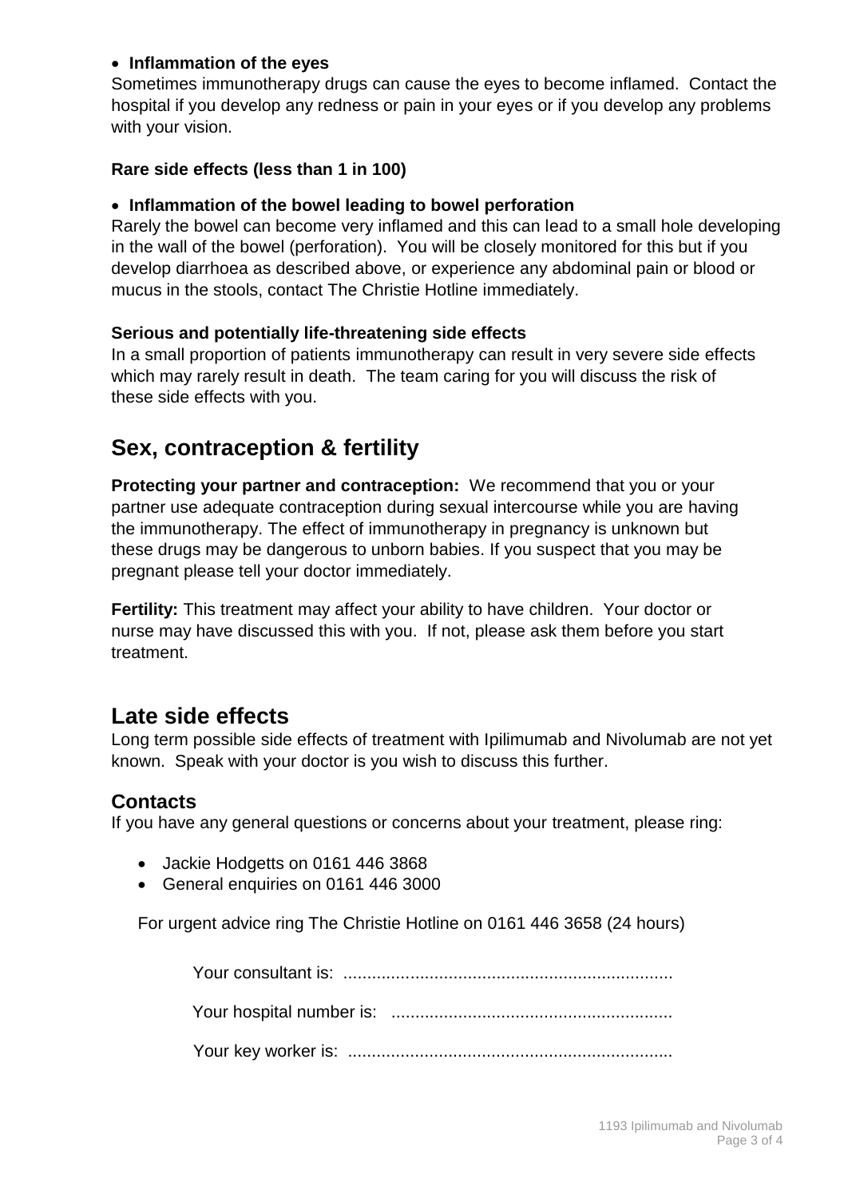- **Inflammation of the eyes**

Sometimes immunotherapy drugs can cause the eyes to become inflamed. Contact the hospital if you develop any redness or pain in your eyes or if you develop any problems with your vision.

**Rare side effects (less than 1 in 100)**

- **Inflammation of the bowel leading to bowel perforation**

Rarely the bowel can become very inflamed and this can lead to a small hole developing in the wall of the bowel (perforation). You will be closely monitored for this but if you develop diarrhoea as described above, or experience any abdominal pain or blood or mucus in the stools, contact The Christie Hotline immediately.

**Serious and potentially life-threatening side effects**

In a small proportion of patients immunotherapy can result in very severe side effects which may rarely result in death. The team caring for you will discuss the risk of these side effects with you.

## Sex, contraception & fertility

**Protecting your partner and contraception:** We recommend that you or your partner use adequate contraception during sexual intercourse while you are having the immunotherapy. The effect of immunotherapy in pregnancy is unknown but these drugs may be dangerous to unborn babies. If you suspect that you may be pregnant please tell your doctor immediately.

**Fertility:** This treatment may affect your ability to have children. Your doctor or nurse may have discussed this with you. If not, please ask them before you start treatment.

## Late side effects

Long term possible side effects of treatment with Ipilimumab and Nivolumab are not yet known. Speak with your doctor is you wish to discuss this further.

### Contacts

If you have any general questions or concerns about your treatment, please ring:

- Jackie Hodgetts on 0161 446 3868
- General enquiries on 0161 446 3000

For urgent advice ring The Christie Hotline on 0161 446 3658 (24 hours)

Your consultant is: .....................................................................

Your hospital number is: ...........................................................

Your key worker is: ....................................................................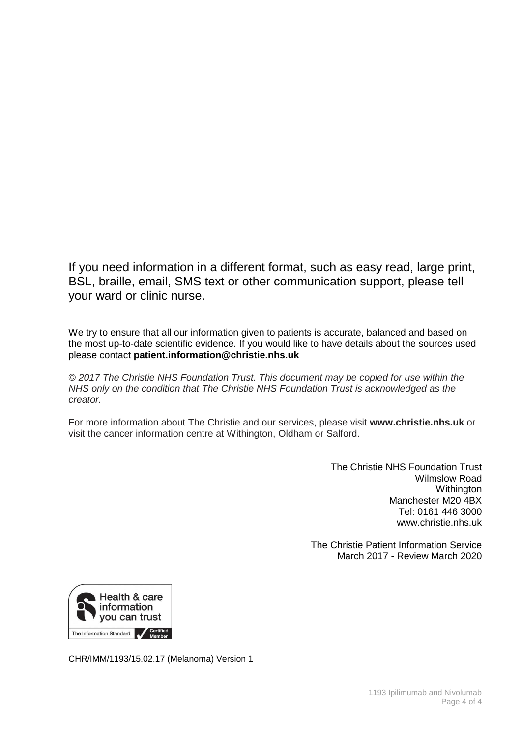If you need information in a different format, such as easy read, large print, BSL, braille, email, SMS text or other communication support, please tell your ward or clinic nurse.

We try to ensure that all our information given to patients is accurate, balanced and based on the most up-to-date scientific evidence. If you would like to have details about the sources used please contact **patient.information@christie.nhs.uk**

*© 2017 The Christie NHS Foundation Trust. This document may be copied for use within the NHS only on the condition that The Christie NHS Foundation Trust is acknowledged as the creator.*

For more information about The Christie and our services, please visit **www.christie.nhs.uk** or visit the cancer information centre at Withington, Oldham or Salford.

The Christie NHS Foundation Trust
Wilmslow Road
Withington
Manchester M20 4BX
Tel: 0161 446 3000
www.christie.nhs.uk

The Christie Patient Information Service
March 2017 - Review March 2020

Health & care information you can trust

The Information Standard — Certified Member

CHR/IMM/1193/15.02.17 (Melanoma) Version 1